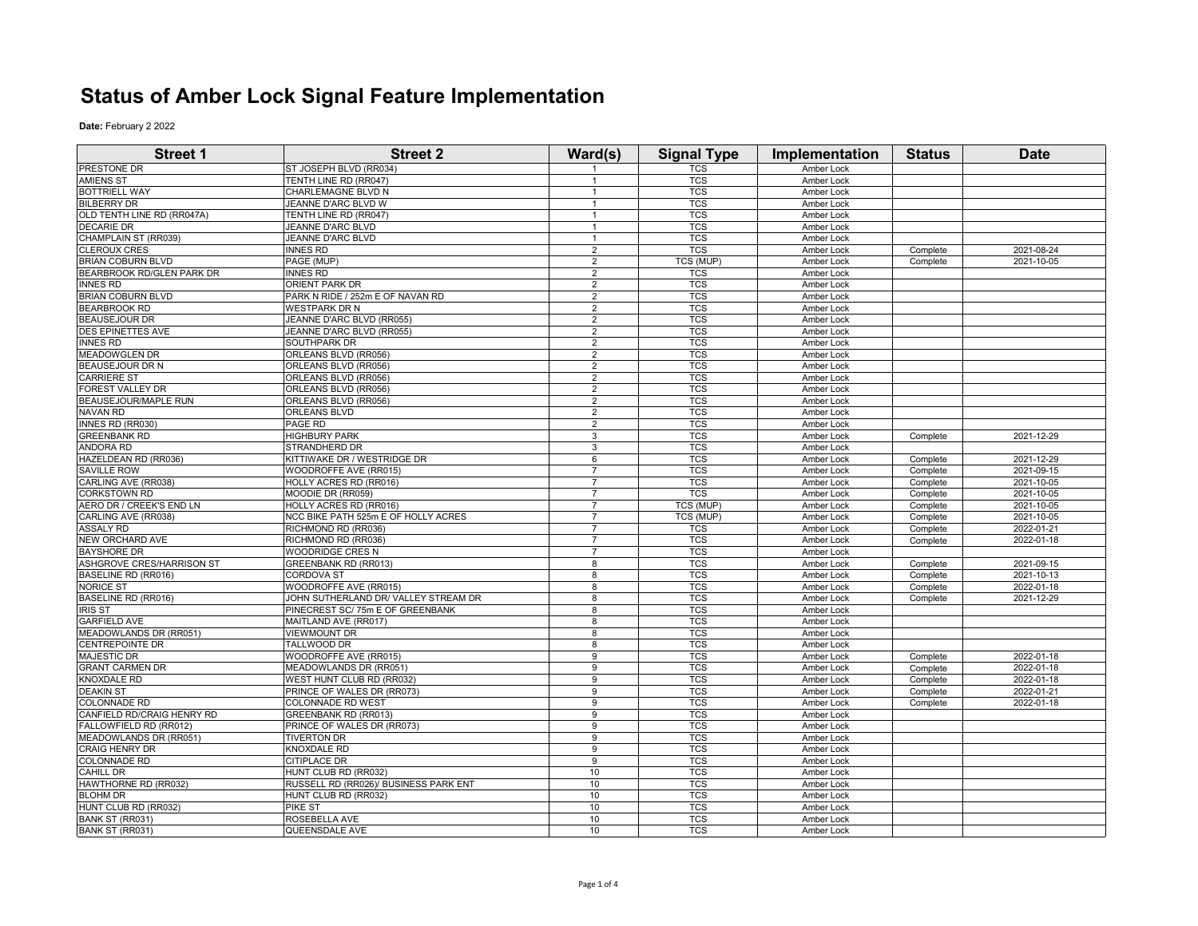# Status of Amber Lock Signal Feature Implementation

**Date:** February 2 2022

| Street 1 | Street 2 | Ward(s) | Signal Type | Implementation | Status | Date |
|---|---|---|---|---|---|---|
| PRESTONE DR | ST JOSEPH BLVD (RR034) | 1 | TCS | Amber Lock | | |
| AMIENS ST | TENTH LINE RD (RR047) | 1 | TCS | Amber Lock | | |
| BOTTRIELL WAY | CHARLEMAGNE BLVD N | 1 | TCS | Amber Lock | | |
| BILBERRY DR | JEANNE D'ARC BLVD W | 1 | TCS | Amber Lock | | |
| OLD TENTH LINE RD (RR047A) | TENTH LINE RD (RR047) | 1 | TCS | Amber Lock | | |
| DECARIE DR | JEANNE D'ARC BLVD | 1 | TCS | Amber Lock | | |
| CHAMPLAIN ST (RR039) | JEANNE D'ARC BLVD | 1 | TCS | Amber Lock | | |
| CLEROUX CRES | INNES RD | 2 | TCS | Amber Lock | Complete | 2021-08-24 |
| BRIAN COBURN BLVD | PAGE (MUP) | 2 | TCS (MUP) | Amber Lock | Complete | 2021-10-05 |
| BEARBROOK RD/GLEN PARK DR | INNES RD | 2 | TCS | Amber Lock | | |
| INNES RD | ORIENT PARK DR | 2 | TCS | Amber Lock | | |
| BRIAN COBURN BLVD | PARK N RIDE / 252m E OF NAVAN RD | 2 | TCS | Amber Lock | | |
| BEARBROOK RD | WESTPARK DR N | 2 | TCS | Amber Lock | | |
| BEAUSEJOUR DR | JEANNE D'ARC BLVD (RR055) | 2 | TCS | Amber Lock | | |
| DES EPINETTES AVE | JEANNE D'ARC BLVD (RR055) | 2 | TCS | Amber Lock | | |
| INNES RD | SOUTHPARK DR | 2 | TCS | Amber Lock | | |
| MEADOWGLEN DR | ORLEANS BLVD (RR056) | 2 | TCS | Amber Lock | | |
| BEAUSEJOUR DR N | ORLEANS BLVD (RR056) | 2 | TCS | Amber Lock | | |
| CARRIERE ST | ORLEANS BLVD (RR056) | 2 | TCS | Amber Lock | | |
| FOREST VALLEY DR | ORLEANS BLVD (RR056) | 2 | TCS | Amber Lock | | |
| BEAUSEJOUR/MAPLE RUN | ORLEANS BLVD (RR056) | 2 | TCS | Amber Lock | | |
| NAVAN RD | ORLEANS BLVD | 2 | TCS | Amber Lock | | |
| INNES RD (RR030) | PAGE RD | 2 | TCS | Amber Lock | | |
| GREENBANK RD | HIGHBURY PARK | 3 | TCS | Amber Lock | Complete | 2021-12-29 |
| ANDORA RD | STRANDHERD DR | 3 | TCS | Amber Lock | | |
| HAZELDEAN RD (RR036) | KITTIWAKE DR / WESTRIDGE DR | 6 | TCS | Amber Lock | Complete | 2021-12-29 |
| SAVILLE ROW | WOODROFFE AVE (RR015) | 7 | TCS | Amber Lock | Complete | 2021-09-15 |
| CARLING AVE (RR038) | HOLLY ACRES RD (RR016) | 7 | TCS | Amber Lock | Complete | 2021-10-05 |
| CORKSTOWN RD | MOODIE DR (RR059) | 7 | TCS | Amber Lock | Complete | 2021-10-05 |
| AERO DR / CREEK'S END LN | HOLLY ACRES RD (RR016) | 7 | TCS (MUP) | Amber Lock | Complete | 2021-10-05 |
| CARLING AVE (RR038) | NCC BIKE PATH 525m E OF HOLLY ACRES | 7 | TCS (MUP) | Amber Lock | Complete | 2021-10-05 |
| ASSALY RD | RICHMOND RD (RR036) | 7 | TCS | Amber Lock | Complete | 2022-01-21 |
| NEW ORCHARD AVE | RICHMOND RD (RR036) | 7 | TCS | Amber Lock | Complete | 2022-01-18 |
| BAYSHORE DR | WOODRIDGE CRES N | 7 | TCS | Amber Lock | | |
| ASHGROVE CRES/HARRISON ST | GREENBANK RD (RR013) | 8 | TCS | Amber Lock | Complete | 2021-09-15 |
| BASELINE RD (RR016) | CORDOVA ST | 8 | TCS | Amber Lock | Complete | 2021-10-13 |
| NORICE ST | WOODROFFE AVE (RR015) | 8 | TCS | Amber Lock | Complete | 2022-01-18 |
| BASELINE RD (RR016) | JOHN SUTHERLAND DR/ VALLEY STREAM DR | 8 | TCS | Amber Lock | Complete | 2021-12-29 |
| IRIS ST | PINECREST SC/ 75m E OF GREENBANK | 8 | TCS | Amber Lock | | |
| GARFIELD AVE | MAITLAND AVE (RR017) | 8 | TCS | Amber Lock | | |
| MEADOWLANDS DR (RR051) | VIEWMOUNT DR | 8 | TCS | Amber Lock | | |
| CENTREPOINTE DR | TALLWOOD DR | 8 | TCS | Amber Lock | | |
| MAJESTIC DR | WOODROFFE AVE (RR015) | 9 | TCS | Amber Lock | Complete | 2022-01-18 |
| GRANT CARMEN DR | MEADOWLANDS DR (RR051) | 9 | TCS | Amber Lock | Complete | 2022-01-18 |
| KNOXDALE RD | WEST HUNT CLUB RD (RR032) | 9 | TCS | Amber Lock | Complete | 2022-01-18 |
| DEAKIN ST | PRINCE OF WALES DR (RR073) | 9 | TCS | Amber Lock | Complete | 2022-01-21 |
| COLONNADE RD | COLONNADE RD WEST | 9 | TCS | Amber Lock | Complete | 2022-01-18 |
| CANFIELD RD/CRAIG HENRY RD | GREENBANK RD (RR013) | 9 | TCS | Amber Lock | | |
| FALLOWFIELD RD (RR012) | PRINCE OF WALES DR (RR073) | 9 | TCS | Amber Lock | | |
| MEADOWLANDS DR (RR051) | TIVERTON DR | 9 | TCS | Amber Lock | | |
| CRAIG HENRY DR | KNOXDALE RD | 9 | TCS | Amber Lock | | |
| COLONNADE RD | CITIPLACE DR | 9 | TCS | Amber Lock | | |
| CAHILL DR | HUNT CLUB RD (RR032) | 10 | TCS | Amber Lock | | |
| HAWTHORNE RD (RR032) | RUSSELL RD (RR026)/ BUSINESS PARK ENT | 10 | TCS | Amber Lock | | |
| BLOHM DR | HUNT CLUB RD (RR032) | 10 | TCS | Amber Lock | | |
| HUNT CLUB RD (RR032) | PIKE ST | 10 | TCS | Amber Lock | | |
| BANK ST (RR031) | ROSEBELLA AVE | 10 | TCS | Amber Lock | | |
| BANK ST (RR031) | QUEENSDALE AVE | 10 | TCS | Amber Lock | | |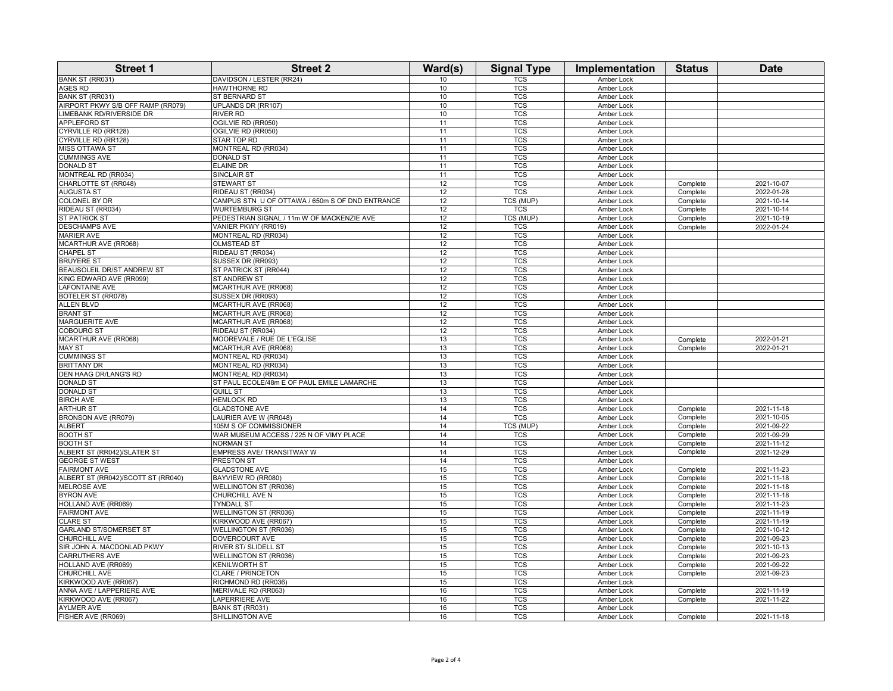| Street 1 | Street 2 | Ward(s) | Signal Type | Implementation | Status | Date |
|---|---|---|---|---|---|---|
| BANK ST (RR031) | DAVIDSON / LESTER (RR24) | 10 | TCS | Amber Lock | | |
| AGES RD | HAWTHORNE RD | 10 | TCS | Amber Lock | | |
| BANK ST (RR031) | ST BERNARD ST | 10 | TCS | Amber Lock | | |
| AIRPORT PKWY S/B OFF RAMP (RR079) | UPLANDS DR (RR107) | 10 | TCS | Amber Lock | | |
| LIMEBANK RD/RIVERSIDE DR | RIVER RD | 10 | TCS | Amber Lock | | |
| APPLEFORD ST | OGILVIE RD (RR050) | 11 | TCS | Amber Lock | | |
| CYRVILLE RD (RR128) | OGILVIE RD (RR050) | 11 | TCS | Amber Lock | | |
| CYRVILLE RD (RR128) | STAR TOP RD | 11 | TCS | Amber Lock | | |
| MISS OTTAWA ST | MONTREAL RD (RR034) | 11 | TCS | Amber Lock | | |
| CUMMINGS AVE | DONALD ST | 11 | TCS | Amber Lock | | |
| DONALD ST | ELAINE DR | 11 | TCS | Amber Lock | | |
| MONTREAL RD (RR034) | SINCLAIR ST | 11 | TCS | Amber Lock | | |
| CHARLOTTE ST (RR048) | STEWART ST | 12 | TCS | Amber Lock | Complete | 2021-10-07 |
| AUGUSTA ST | RIDEAU ST (RR034) | 12 | TCS | Amber Lock | Complete | 2022-01-28 |
| COLONEL BY DR | CAMPUS STN U OF OTTAWA / 650m S OF DND ENTRANCE | 12 | TCS (MUP) | Amber Lock | Complete | 2021-10-14 |
| RIDEAU ST (RR034) | WURTEMBURG ST | 12 | TCS | Amber Lock | Complete | 2021-10-14 |
| ST PATRICK ST | PEDESTRIAN SIGNAL / 11m W OF MACKENZIE AVE | 12 | TCS (MUP) | Amber Lock | Complete | 2021-10-19 |
| DESCHAMPS AVE | VANIER PKWY (RR019) | 12 | TCS | Amber Lock | Complete | 2022-01-24 |
| MARIER AVE | MONTREAL RD (RR034) | 12 | TCS | Amber Lock | | |
| MCARTHUR AVE (RR068) | OLMSTEAD ST | 12 | TCS | Amber Lock | | |
| CHAPEL ST | RIDEAU ST (RR034) | 12 | TCS | Amber Lock | | |
| BRUYERE ST | SUSSEX DR (RR093) | 12 | TCS | Amber Lock | | |
| BEAUSOLEIL DR/ST.ANDREW ST | ST PATRICK ST (RR044) | 12 | TCS | Amber Lock | | |
| KING EDWARD AVE (RR099) | ST ANDREW ST | 12 | TCS | Amber Lock | | |
| LAFONTAINE AVE | MCARTHUR AVE (RR068) | 12 | TCS | Amber Lock | | |
| BOTELER ST (RR078) | SUSSEX DR (RR093) | 12 | TCS | Amber Lock | | |
| ALLEN BLVD | MCARTHUR AVE (RR068) | 12 | TCS | Amber Lock | | |
| BRANT ST | MCARTHUR AVE (RR068) | 12 | TCS | Amber Lock | | |
| MARGUERITE AVE | MCARTHUR AVE (RR068) | 12 | TCS | Amber Lock | | |
| COBOURG ST | RIDEAU ST (RR034) | 12 | TCS | Amber Lock | | |
| MCARTHUR AVE (RR068) | MOOREVALE / RUE DE L'EGLISE | 13 | TCS | Amber Lock | Complete | 2022-01-21 |
| MAY ST | MCARTHUR AVE (RR068) | 13 | TCS | Amber Lock | Complete | 2022-01-21 |
| CUMMINGS ST | MONTREAL RD (RR034) | 13 | TCS | Amber Lock | | |
| BRITTANY DR | MONTREAL RD (RR034) | 13 | TCS | Amber Lock | | |
| DEN HAAG DR/LANG'S RD | MONTREAL RD (RR034) | 13 | TCS | Amber Lock | | |
| DONALD ST | ST PAUL ECOLE/48m E OF PAUL EMILE LAMARCHE | 13 | TCS | Amber Lock | | |
| DONALD ST | QUILL ST | 13 | TCS | Amber Lock | | |
| BIRCH AVE | HEMLOCK RD | 13 | TCS | Amber Lock | | |
| ARTHUR ST | GLADSTONE AVE | 14 | TCS | Amber Lock | Complete | 2021-11-18 |
| BRONSON AVE (RR079) | LAURIER AVE W (RR048) | 14 | TCS | Amber Lock | Complete | 2021-10-05 |
| ALBERT | 105M S OF COMMISSIONER | 14 | TCS (MUP) | Amber Lock | Complete | 2021-09-22 |
| BOOTH ST | WAR MUSEUM ACCESS / 225 N OF VIMY PLACE | 14 | TCS | Amber Lock | Complete | 2021-09-29 |
| BOOTH ST | NORMAN ST | 14 | TCS | Amber Lock | Complete | 2021-11-12 |
| ALBERT ST (RR042)/SLATER ST | EMPRESS AVE/ TRANSITWAY W | 14 | TCS | Amber Lock | Complete | 2021-12-29 |
| GEORGE ST WEST | PRESTON ST | 14 | TCS | Amber Lock | | |
| FAIRMONT AVE | GLADSTONE AVE | 15 | TCS | Amber Lock | Complete | 2021-11-23 |
| ALBERT ST (RR042)/SCOTT ST (RR040) | BAYVIEW RD (RR080) | 15 | TCS | Amber Lock | Complete | 2021-11-18 |
| MELROSE AVE | WELLINGTON ST (RR036) | 15 | TCS | Amber Lock | Complete | 2021-11-18 |
| BYRON AVE | CHURCHILL AVE N | 15 | TCS | Amber Lock | Complete | 2021-11-18 |
| HOLLAND AVE (RR069) | TYNDALL ST | 15 | TCS | Amber Lock | Complete | 2021-11-23 |
| FAIRMONT AVE | WELLINGTON ST (RR036) | 15 | TCS | Amber Lock | Complete | 2021-11-19 |
| CLARE ST | KIRKWOOD AVE (RR067) | 15 | TCS | Amber Lock | Complete | 2021-11-19 |
| GARLAND ST/SOMERSET ST | WELLINGTON ST (RR036) | 15 | TCS | Amber Lock | Complete | 2021-10-12 |
| CHURCHILL AVE | DOVERCOURT AVE | 15 | TCS | Amber Lock | Complete | 2021-09-23 |
| SIR JOHN A. MACDONLAD PKWY | RIVER ST/ SLIDELL ST | 15 | TCS | Amber Lock | Complete | 2021-10-13 |
| CARRUTHERS AVE | WELLINGTON ST (RR036) | 15 | TCS | Amber Lock | Complete | 2021-09-23 |
| HOLLAND AVE (RR069) | KENILWORTH ST | 15 | TCS | Amber Lock | Complete | 2021-09-22 |
| CHURCHILL AVE | CLARE / PRINCETON | 15 | TCS | Amber Lock | Complete | 2021-09-23 |
| KIRKWOOD AVE (RR067) | RICHMOND RD (RR036) | 15 | TCS | Amber Lock | | |
| ANNA AVE / LAPPERIERE AVE | MERIVALE RD (RR063) | 16 | TCS | Amber Lock | Complete | 2021-11-19 |
| KIRKWOOD AVE (RR067) | LAPERRIERE AVE | 16 | TCS | Amber Lock | Complete | 2021-11-22 |
| AYLMER AVE | BANK ST (RR031) | 16 | TCS | Amber Lock | | |
| FISHER AVE (RR069) | SHILLINGTON AVE | 16 | TCS | Amber Lock | Complete | 2021-11-18 |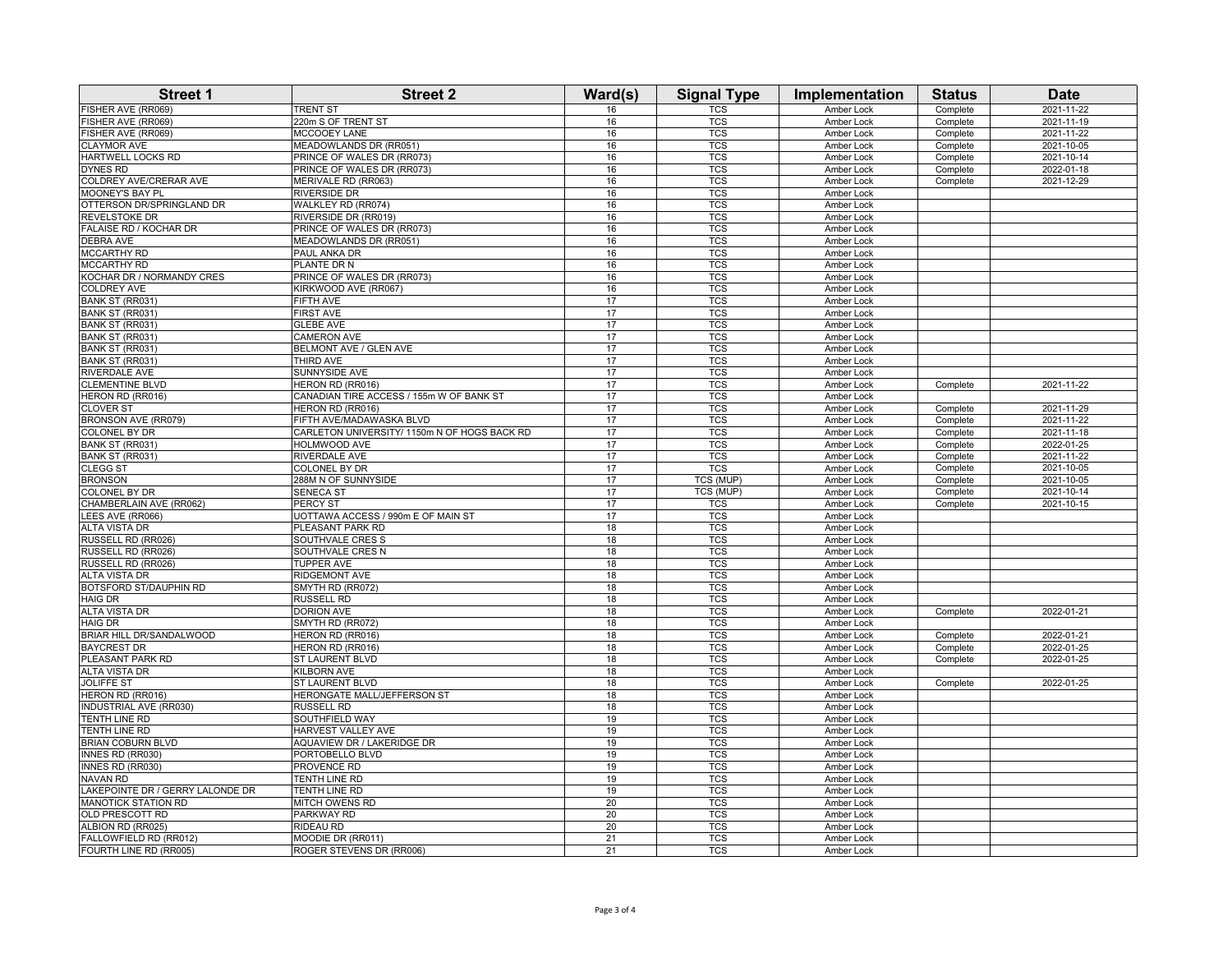| Street 1 | Street 2 | Ward(s) | Signal Type | Implementation | Status | Date |
|---|---|---|---|---|---|---|
| FISHER AVE (RR069) | TRENT ST | 16 | TCS | Amber Lock | Complete | 2021-11-22 |
| FISHER AVE (RR069) | 220m S OF TRENT ST | 16 | TCS | Amber Lock | Complete | 2021-11-19 |
| FISHER AVE (RR069) | MCCOOEY LANE | 16 | TCS | Amber Lock | Complete | 2021-11-22 |
| CLAYMOR AVE | MEADOWLANDS DR (RR051) | 16 | TCS | Amber Lock | Complete | 2021-10-05 |
| HARTWELL LOCKS RD | PRINCE OF WALES DR (RR073) | 16 | TCS | Amber Lock | Complete | 2021-10-14 |
| DYNES RD | PRINCE OF WALES DR (RR073) | 16 | TCS | Amber Lock | Complete | 2022-01-18 |
| COLDREY AVE/CRERAR AVE | MERIVALE RD (RR063) | 16 | TCS | Amber Lock | Complete | 2021-12-29 |
| MOONEY'S BAY PL | RIVERSIDE DR | 16 | TCS | Amber Lock | | |
| OTTERSON DR/SPRINGLAND DR | WALKLEY RD (RR074) | 16 | TCS | Amber Lock | | |
| REVELSTOKE DR | RIVERSIDE DR (RR019) | 16 | TCS | Amber Lock | | |
| FALAISE RD / KOCHAR DR | PRINCE OF WALES DR (RR073) | 16 | TCS | Amber Lock | | |
| DEBRA AVE | MEADOWLANDS DR (RR051) | 16 | TCS | Amber Lock | | |
| MCCARTHY RD | PAUL ANKA DR | 16 | TCS | Amber Lock | | |
| MCCARTHY RD | PLANTE DR N | 16 | TCS | Amber Lock | | |
| KOCHAR DR / NORMANDY CRES | PRINCE OF WALES DR (RR073) | 16 | TCS | Amber Lock | | |
| COLDREY AVE | KIRKWOOD AVE (RR067) | 16 | TCS | Amber Lock | | |
| BANK ST (RR031) | FIFTH AVE | 17 | TCS | Amber Lock | | |
| BANK ST (RR031) | FIRST AVE | 17 | TCS | Amber Lock | | |
| BANK ST (RR031) | GLEBE AVE | 17 | TCS | Amber Lock | | |
| BANK ST (RR031) | CAMERON AVE | 17 | TCS | Amber Lock | | |
| BANK ST (RR031) | BELMONT AVE / GLEN AVE | 17 | TCS | Amber Lock | | |
| BANK ST (RR031) | THIRD AVE | 17 | TCS | Amber Lock | | |
| RIVERDALE AVE | SUNNYSIDE AVE | 17 | TCS | Amber Lock | | |
| CLEMENTINE BLVD | HERON RD (RR016) | 17 | TCS | Amber Lock | Complete | 2021-11-22 |
| HERON RD (RR016) | CANADIAN TIRE ACCESS / 155m W OF BANK ST | 17 | TCS | Amber Lock | | |
| CLOVER ST | HERON RD (RR016) | 17 | TCS | Amber Lock | Complete | 2021-11-29 |
| BRONSON AVE (RR079) | FIFTH AVE/MADAWASKA BLVD | 17 | TCS | Amber Lock | Complete | 2021-11-22 |
| COLONEL BY DR | CARLETON UNIVERSITY/ 1150m N OF HOGS BACK RD | 17 | TCS | Amber Lock | Complete | 2021-11-18 |
| BANK ST (RR031) | HOLMWOOD AVE | 17 | TCS | Amber Lock | Complete | 2022-01-25 |
| BANK ST (RR031) | RIVERDALE AVE | 17 | TCS | Amber Lock | Complete | 2021-11-22 |
| CLEGG ST | COLONEL BY DR | 17 | TCS | Amber Lock | Complete | 2021-10-05 |
| BRONSON | 288M N OF SUNNYSIDE | 17 | TCS (MUP) | Amber Lock | Complete | 2021-10-05 |
| COLONEL BY DR | SENECA ST | 17 | TCS (MUP) | Amber Lock | Complete | 2021-10-14 |
| CHAMBERLAIN AVE (RR062) | PERCY ST | 17 | TCS | Amber Lock | Complete | 2021-10-15 |
| LEES AVE (RR066) | UOTTAWA ACCESS / 990m E OF MAIN ST | 17 | TCS | Amber Lock | | |
| ALTA VISTA DR | PLEASANT PARK RD | 18 | TCS | Amber Lock | | |
| RUSSELL RD (RR026) | SOUTHVALE CRES S | 18 | TCS | Amber Lock | | |
| RUSSELL RD (RR026) | SOUTHVALE CRES N | 18 | TCS | Amber Lock | | |
| RUSSELL RD (RR026) | TUPPER AVE | 18 | TCS | Amber Lock | | |
| ALTA VISTA DR | RIDGEMONT AVE | 18 | TCS | Amber Lock | | |
| BOTSFORD ST/DAUPHIN RD | SMYTH RD (RR072) | 18 | TCS | Amber Lock | | |
| HAIG DR | RUSSELL RD | 18 | TCS | Amber Lock | | |
| ALTA VISTA DR | DORION AVE | 18 | TCS | Amber Lock | Complete | 2022-01-21 |
| HAIG DR | SMYTH RD (RR072) | 18 | TCS | Amber Lock | | |
| BRIAR HILL DR/SANDALWOOD | HERON RD (RR016) | 18 | TCS | Amber Lock | Complete | 2022-01-21 |
| BAYCREST DR | HERON RD (RR016) | 18 | TCS | Amber Lock | Complete | 2022-01-25 |
| PLEASANT PARK RD | ST LAURENT BLVD | 18 | TCS | Amber Lock | Complete | 2022-01-25 |
| ALTA VISTA DR | KILBORN AVE | 18 | TCS | Amber Lock | | |
| JOLIFFE ST | ST LAURENT BLVD | 18 | TCS | Amber Lock | Complete | 2022-01-25 |
| HERON RD (RR016) | HERONGATE MALL/JEFFERSON ST | 18 | TCS | Amber Lock | | |
| INDUSTRIAL AVE (RR030) | RUSSELL RD | 18 | TCS | Amber Lock | | |
| TENTH LINE RD | SOUTHFIELD WAY | 19 | TCS | Amber Lock | | |
| TENTH LINE RD | HARVEST VALLEY AVE | 19 | TCS | Amber Lock | | |
| BRIAN COBURN BLVD | AQUAVIEW DR / LAKERIDGE DR | 19 | TCS | Amber Lock | | |
| INNES RD (RR030) | PORTOBELLO BLVD | 19 | TCS | Amber Lock | | |
| INNES RD (RR030) | PROVENCE RD | 19 | TCS | Amber Lock | | |
| NAVAN RD | TENTH LINE RD | 19 | TCS | Amber Lock | | |
| LAKEPOINTE DR / GERRY LALONDE DR | TENTH LINE RD | 19 | TCS | Amber Lock | | |
| MANOTICK STATION RD | MITCH OWENS RD | 20 | TCS | Amber Lock | | |
| OLD PRESCOTT RD | PARKWAY RD | 20 | TCS | Amber Lock | | |
| ALBION RD (RR025) | RIDEAU RD | 20 | TCS | Amber Lock | | |
| FALLOWFIELD RD (RR012) | MOODIE DR (RR011) | 21 | TCS | Amber Lock | | |
| FOURTH LINE RD (RR005) | ROGER STEVENS DR (RR006) | 21 | TCS | Amber Lock | | |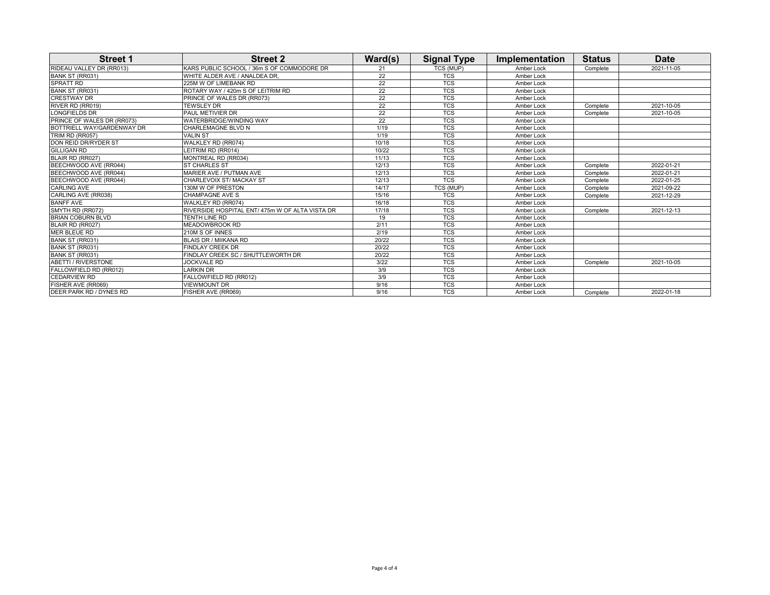| Street 1 | Street 2 | Ward(s) | Signal Type | Implementation | Status | Date |
|---|---|---|---|---|---|---|
| RIDEAU VALLEY DR (RR013) | KARS PUBLIC SCHOOL / 36m S OF COMMODORE DR | 21 | TCS (MUP) | Amber Lock | Complete | 2021-11-05 |
| BANK ST (RR031) | WHITE ALDER AVE / ANALDEA DR, | 22 | TCS | Amber Lock | | |
| SPRATT RD | 225M W OF LIMEBANK RD | 22 | TCS | Amber Lock | | |
| BANK ST (RR031) | ROTARY WAY / 420m S OF LEITRIM RD | 22 | TCS | Amber Lock | | |
| CRESTWAY DR | PRINCE OF WALES DR (RR073) | 22 | TCS | Amber Lock | | |
| RIVER RD (RR019) | TEWSLEY DR | 22 | TCS | Amber Lock | Complete | 2021-10-05 |
| LONGFIELDS DR | PAUL METIVIER DR | 22 | TCS | Amber Lock | Complete | 2021-10-05 |
| PRINCE OF WALES DR (RR073) | WATERBRIDGE/WINDING WAY | 22 | TCS | Amber Lock | | |
| BOTTRIELL WAY/GARDENWAY DR | CHARLEMAGNE BLVD N | 1/19 | TCS | Amber Lock | | |
| TRIM RD (RR057) | VALIN ST | 1/19 | TCS | Amber Lock | | |
| DON REID DR/RYDER ST | WALKLEY RD (RR074) | 10/18 | TCS | Amber Lock | | |
| GILLIGAN RD | LEITRIM RD (RR014) | 10/22 | TCS | Amber Lock | | |
| BLAIR RD (RR027) | MONTREAL RD (RR034) | 11/13 | TCS | Amber Lock | | |
| BEECHWOOD AVE (RR044) | ST CHARLES ST | 12/13 | TCS | Amber Lock | Complete | 2022-01-21 |
| BEECHWOOD AVE (RR044) | MARIER AVE / PUTMAN AVE | 12/13 | TCS | Amber Lock | Complete | 2022-01-21 |
| BEECHWOOD AVE (RR044) | CHARLEVOIX ST/ MACKAY ST | 12/13 | TCS | Amber Lock | Complete | 2022-01-25 |
| CARLING AVE | 130M W OF PRESTON | 14/17 | TCS (MUP) | Amber Lock | Complete | 2021-09-22 |
| CARLING AVE (RR038) | CHAMPAGNE AVE S | 15/16 | TCS | Amber Lock | Complete | 2021-12-29 |
| BANFF AVE | WALKLEY RD (RR074) | 16/18 | TCS | Amber Lock | | |
| SMYTH RD (RR072) | RIVERSIDE HOSPITAL ENT/ 475m W OF ALTA VISTA DR | 17/18 | TCS | Amber Lock | Complete | 2021-12-13 |
| BRIAN COBURN BLVD | TENTH LINE RD | 19 | TCS | Amber Lock | | |
| BLAIR RD (RR027) | MEADOWBROOK RD | 2/11 | TCS | Amber Lock | | |
| MER BLEUE RD | 210M S OF INNES | 2/19 | TCS | Amber Lock | | |
| BANK ST (RR031) | BLAIS DR / MIIKANA RD | 20/22 | TCS | Amber Lock | | |
| BANK ST (RR031) | FINDLAY CREEK DR | 20/22 | TCS | Amber Lock | | |
| BANK ST (RR031) | FINDLAY CREEK SC / SHUTTLEWORTH DR | 20/22 | TCS | Amber Lock | | |
| ABETTI / RIVERSTONE | JOCKVALE RD | 3/22 | TCS | Amber Lock | Complete | 2021-10-05 |
| FALLOWFIELD RD (RR012) | LARKIN DR | 3/9 | TCS | Amber Lock | | |
| CEDARVIEW RD | FALLOWFIELD RD (RR012) | 3/9 | TCS | Amber Lock | | |
| FISHER AVE (RR069) | VIEWMOUNT DR | 9/16 | TCS | Amber Lock | | |
| DEER PARK RD / DYNES RD | FISHER AVE (RR069) | 9/16 | TCS | Amber Lock | Complete | 2022-01-18 |